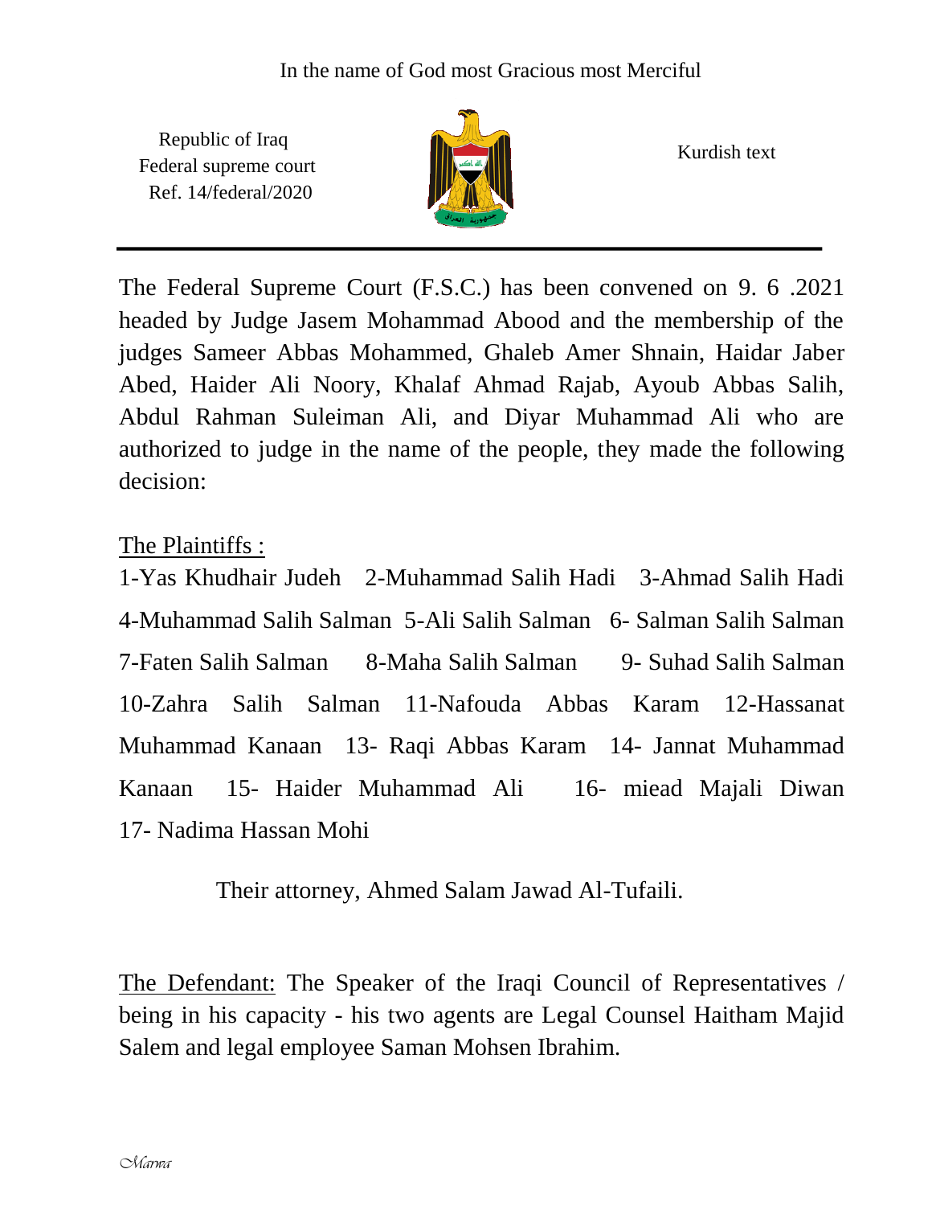In the name of God most Gracious most Merciful

Republic of Iraq
Federal supreme court
Ref. 14/federal/2020

Kurdish text

---

The Federal Supreme Court (F.S.C.) has been convened on 9. 6 .2021 headed by Judge Jasem Mohammad Abood and the membership of the judges Sameer Abbas Mohammed, Ghaleb Amer Shnain, Haidar Jaber Abed, Haider Ali Noory, Khalaf Ahmad Rajab, Ayoub Abbas Salih, Abdul Rahman Suleiman Ali, and Diyar Muhammad Ali who are authorized to judge in the name of the people, they made the following decision:

<u>The Plaintiffs :</u>

1-Yas Khudhair Judeh 2-Muhammad Salih Hadi 3-Ahmad Salih Hadi 4-Muhammad Salih Salman 5-Ali Salih Salman 6- Salman Salih Salman 7-Faten Salih Salman 8-Maha Salih Salman 9- Suhad Salih Salman 10-Zahra Salih Salman 11-Nafouda Abbas Karam 12-Hassanat Muhammad Kanaan 13- Raqi Abbas Karam 14- Jannat Muhammad Kanaan 15- Haider Muhammad Ali 16- miead Majali Diwan 17- Nadima Hassan Mohi

Their attorney, Ahmed Salam Jawad Al-Tufaili.

<u>The Defendant:</u> The Speaker of the Iraqi Council of Representatives / being in his capacity - his two agents are Legal Counsel Haitham Majid Salem and legal employee Saman Mohsen Ibrahim.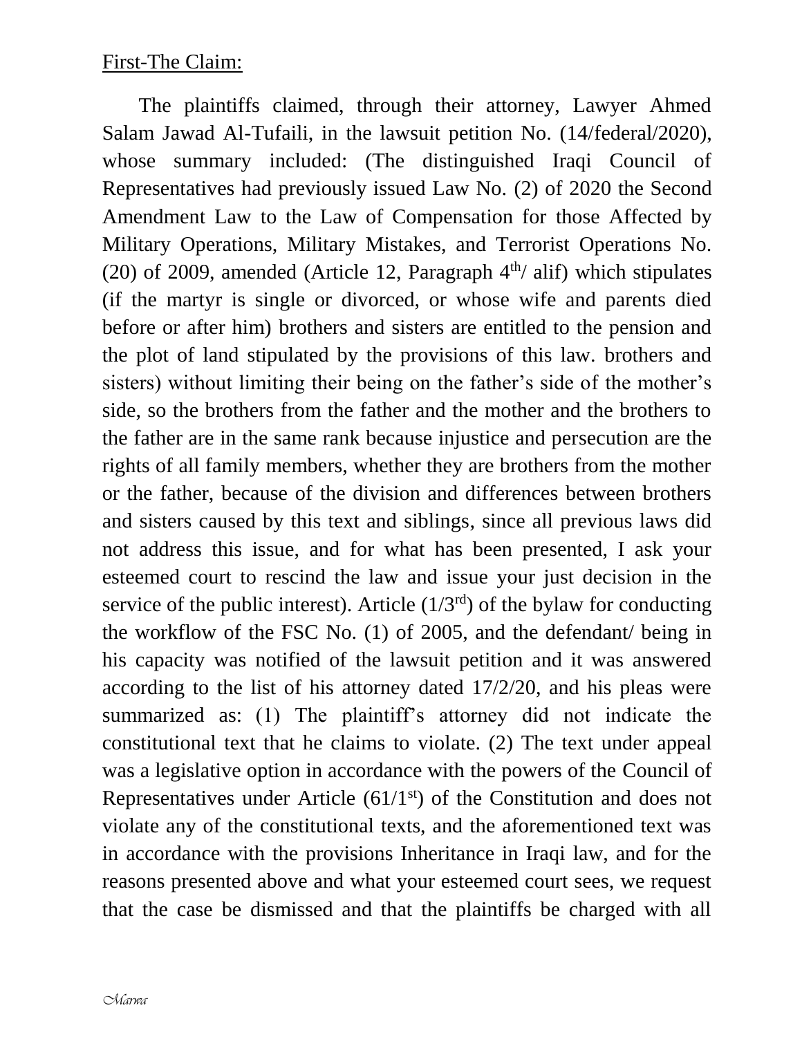First-The Claim:

The plaintiffs claimed, through their attorney, Lawyer Ahmed Salam Jawad Al-Tufaili, in the lawsuit petition No. (14/federal/2020), whose summary included: (The distinguished Iraqi Council of Representatives had previously issued Law No. (2) of 2020 the Second Amendment Law to the Law of Compensation for those Affected by Military Operations, Military Mistakes, and Terrorist Operations No. (20) of 2009, amended (Article 12, Paragraph 4th/ alif) which stipulates (if the martyr is single or divorced, or whose wife and parents died before or after him) brothers and sisters are entitled to the pension and the plot of land stipulated by the provisions of this law. brothers and sisters) without limiting their being on the father's side of the mother's side, so the brothers from the father and the mother and the brothers to the father are in the same rank because injustice and persecution are the rights of all family members, whether they are brothers from the mother or the father, because of the division and differences between brothers and sisters caused by this text and siblings, since all previous laws did not address this issue, and for what has been presented, I ask your esteemed court to rescind the law and issue your just decision in the service of the public interest). Article (1/3rd) of the bylaw for conducting the workflow of the FSC No. (1) of 2005, and the defendant/ being in his capacity was notified of the lawsuit petition and it was answered according to the list of his attorney dated 17/2/20, and his pleas were summarized as: (1) The plaintiff's attorney did not indicate the constitutional text that he claims to violate. (2) The text under appeal was a legislative option in accordance with the powers of the Council of Representatives under Article (61/1st) of the Constitution and does not violate any of the constitutional texts, and the aforementioned text was in accordance with the provisions Inheritance in Iraqi law, and for the reasons presented above and what your esteemed court sees, we request that the case be dismissed and that the plaintiffs be charged with all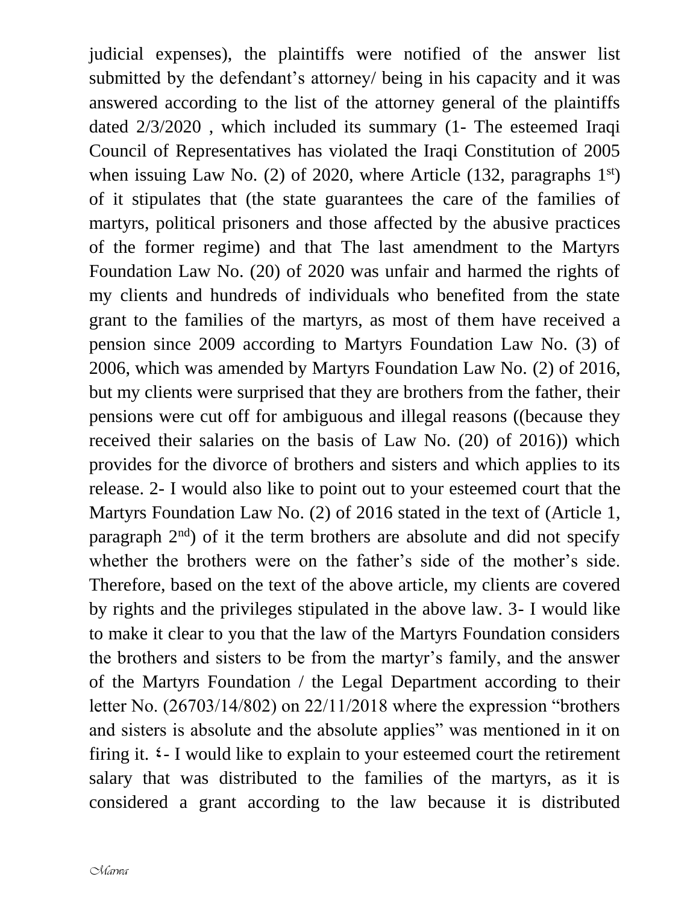judicial expenses), the plaintiffs were notified of the answer list submitted by the defendant's attorney/ being in his capacity and it was answered according to the list of the attorney general of the plaintiffs dated 2/3/2020 , which included its summary (1- The esteemed Iraqi Council of Representatives has violated the Iraqi Constitution of 2005 when issuing Law No. (2) of 2020, where Article (132, paragraphs 1st) of it stipulates that (the state guarantees the care of the families of martyrs, political prisoners and those affected by the abusive practices of the former regime) and that The last amendment to the Martyrs Foundation Law No. (20) of 2020 was unfair and harmed the rights of my clients and hundreds of individuals who benefited from the state grant to the families of the martyrs, as most of them have received a pension since 2009 according to Martyrs Foundation Law No. (3) of 2006, which was amended by Martyrs Foundation Law No. (2) of 2016, but my clients were surprised that they are brothers from the father, their pensions were cut off for ambiguous and illegal reasons ((because they received their salaries on the basis of Law No. (20) of 2016)) which provides for the divorce of brothers and sisters and which applies to its release. 2- I would also like to point out to your esteemed court that the Martyrs Foundation Law No. (2) of 2016 stated in the text of (Article 1, paragraph 2nd) of it the term brothers are absolute and did not specify whether the brothers were on the father's side of the mother's side. Therefore, based on the text of the above article, my clients are covered by rights and the privileges stipulated in the above law. 3- I would like to make it clear to you that the law of the Martyrs Foundation considers the brothers and sisters to be from the martyr's family, and the answer of the Martyrs Foundation / the Legal Department according to their letter No. (26703/14/802) on 22/11/2018 where the expression "brothers and sisters is absolute and the absolute applies" was mentioned in it on firing it. ٤- I would like to explain to your esteemed court the retirement salary that was distributed to the families of the martyrs, as it is considered a grant according to the law because it is distributed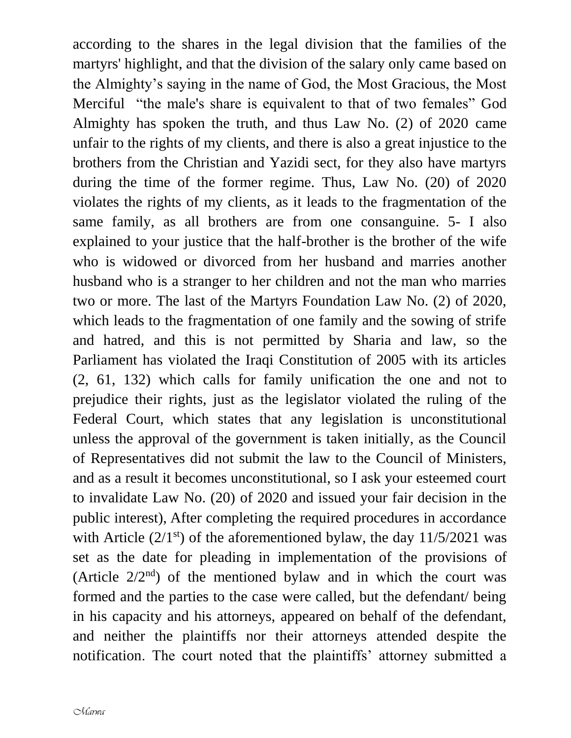according to the shares in the legal division that the families of the martyrs' highlight, and that the division of the salary only came based on the Almighty's saying in the name of God, the Most Gracious, the Most Merciful "the male's share is equivalent to that of two females" God Almighty has spoken the truth, and thus Law No. (2) of 2020 came unfair to the rights of my clients, and there is also a great injustice to the brothers from the Christian and Yazidi sect, for they also have martyrs during the time of the former regime. Thus, Law No. (20) of 2020 violates the rights of my clients, as it leads to the fragmentation of the same family, as all brothers are from one consanguine. 5- I also explained to your justice that the half-brother is the brother of the wife who is widowed or divorced from her husband and marries another husband who is a stranger to her children and not the man who marries two or more. The last of the Martyrs Foundation Law No. (2) of 2020, which leads to the fragmentation of one family and the sowing of strife and hatred, and this is not permitted by Sharia and law, so the Parliament has violated the Iraqi Constitution of 2005 with its articles (2, 61, 132) which calls for family unification the one and not to prejudice their rights, just as the legislator violated the ruling of the Federal Court, which states that any legislation is unconstitutional unless the approval of the government is taken initially, as the Council of Representatives did not submit the law to the Council of Ministers, and as a result it becomes unconstitutional, so I ask your esteemed court to invalidate Law No. (20) of 2020 and issued your fair decision in the public interest), After completing the required procedures in accordance with Article (2/1st) of the aforementioned bylaw, the day 11/5/2021 was set as the date for pleading in implementation of the provisions of (Article 2/2nd) of the mentioned bylaw and in which the court was formed and the parties to the case were called, but the defendant/ being in his capacity and his attorneys, appeared on behalf of the defendant, and neither the plaintiffs nor their attorneys attended despite the notification. The court noted that the plaintiffs' attorney submitted a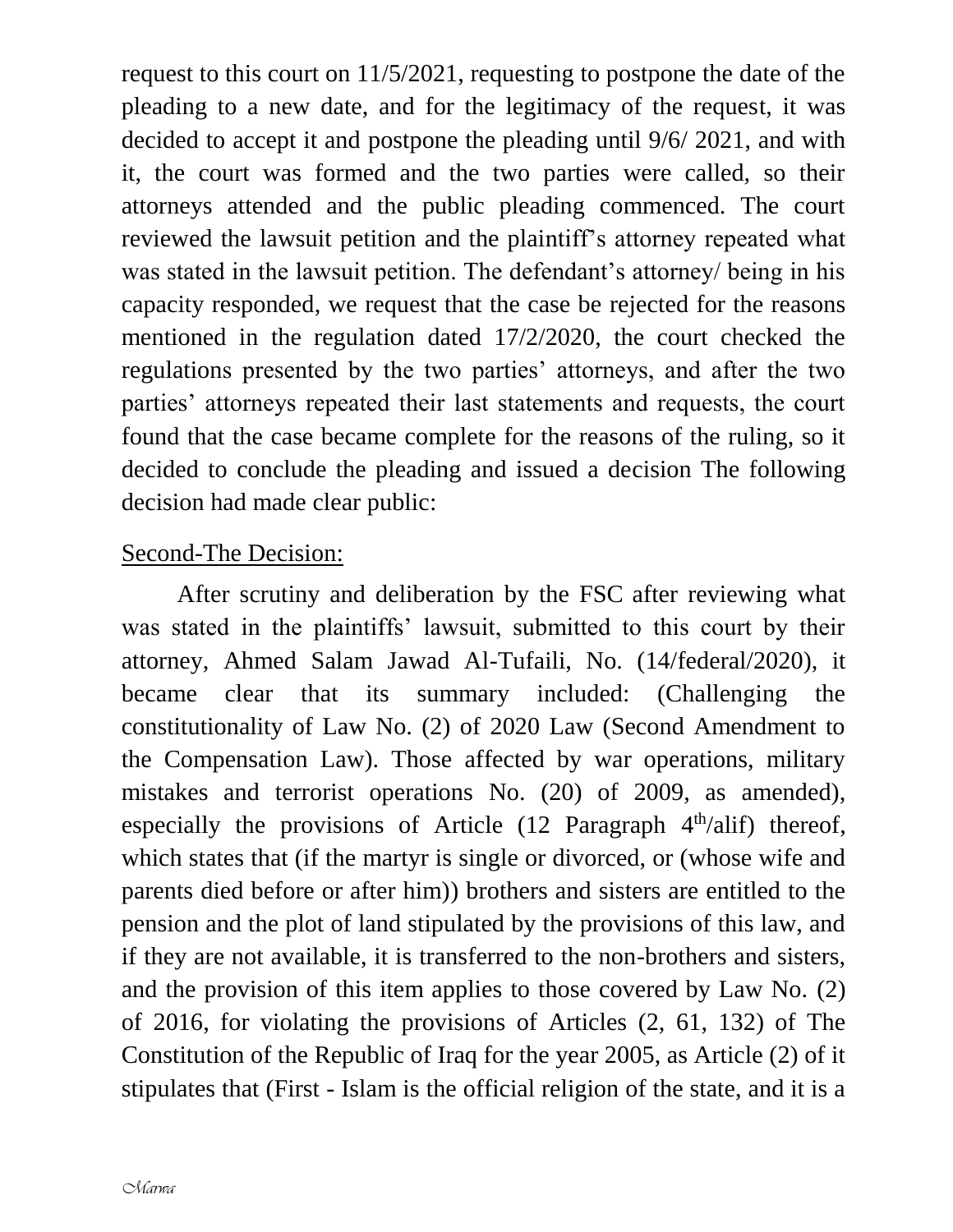request to this court on 11/5/2021, requesting to postpone the date of the pleading to a new date, and for the legitimacy of the request, it was decided to accept it and postpone the pleading until 9/6/ 2021, and with it, the court was formed and the two parties were called, so their attorneys attended and the public pleading commenced. The court reviewed the lawsuit petition and the plaintiff's attorney repeated what was stated in the lawsuit petition. The defendant's attorney/ being in his capacity responded, we request that the case be rejected for the reasons mentioned in the regulation dated 17/2/2020, the court checked the regulations presented by the two parties' attorneys, and after the two parties' attorneys repeated their last statements and requests, the court found that the case became complete for the reasons of the ruling, so it decided to conclude the pleading and issued a decision The following decision had made clear public:

Second-The Decision:

After scrutiny and deliberation by the FSC after reviewing what was stated in the plaintiffs' lawsuit, submitted to this court by their attorney, Ahmed Salam Jawad Al-Tufaili, No. (14/federal/2020), it became clear that its summary included: (Challenging the constitutionality of Law No. (2) of 2020 Law (Second Amendment to the Compensation Law). Those affected by war operations, military mistakes and terrorist operations No. (20) of 2009, as amended), especially the provisions of Article (12 Paragraph 4th/alif) thereof, which states that (if the martyr is single or divorced, or (whose wife and parents died before or after him)) brothers and sisters are entitled to the pension and the plot of land stipulated by the provisions of this law, and if they are not available, it is transferred to the non-brothers and sisters, and the provision of this item applies to those covered by Law No. (2) of 2016, for violating the provisions of Articles (2, 61, 132) of The Constitution of the Republic of Iraq for the year 2005, as Article (2) of it stipulates that (First - Islam is the official religion of the state, and it is a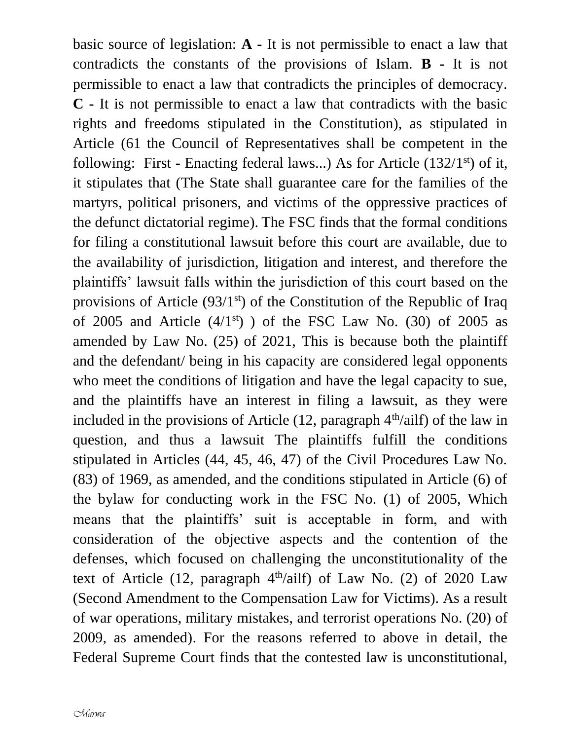basic source of legislation: **A -** It is not permissible to enact a law that contradicts the constants of the provisions of Islam. **B -** It is not permissible to enact a law that contradicts the principles of democracy. **C -** It is not permissible to enact a law that contradicts with the basic rights and freedoms stipulated in the Constitution), as stipulated in Article (61 the Council of Representatives shall be competent in the following: First - Enacting federal laws...) As for Article (132/1st) of it, it stipulates that (The State shall guarantee care for the families of the martyrs, political prisoners, and victims of the oppressive practices of the defunct dictatorial regime). The FSC finds that the formal conditions for filing a constitutional lawsuit before this court are available, due to the availability of jurisdiction, litigation and interest, and therefore the plaintiffs' lawsuit falls within the jurisdiction of this court based on the provisions of Article (93/1st) of the Constitution of the Republic of Iraq of 2005 and Article (4/1st) ) of the FSC Law No. (30) of 2005 as amended by Law No. (25) of 2021, This is because both the plaintiff and the defendant/ being in his capacity are considered legal opponents who meet the conditions of litigation and have the legal capacity to sue, and the plaintiffs have an interest in filing a lawsuit, as they were included in the provisions of Article (12, paragraph 4th/ailf) of the law in question, and thus a lawsuit The plaintiffs fulfill the conditions stipulated in Articles (44, 45, 46, 47) of the Civil Procedures Law No. (83) of 1969, as amended, and the conditions stipulated in Article (6) of the bylaw for conducting work in the FSC No. (1) of 2005, Which means that the plaintiffs' suit is acceptable in form, and with consideration of the objective aspects and the contention of the defenses, which focused on challenging the unconstitutionality of the text of Article (12, paragraph 4th/ailf) of Law No. (2) of 2020 Law (Second Amendment to the Compensation Law for Victims). As a result of war operations, military mistakes, and terrorist operations No. (20) of 2009, as amended). For the reasons referred to above in detail, the Federal Supreme Court finds that the contested law is unconstitutional,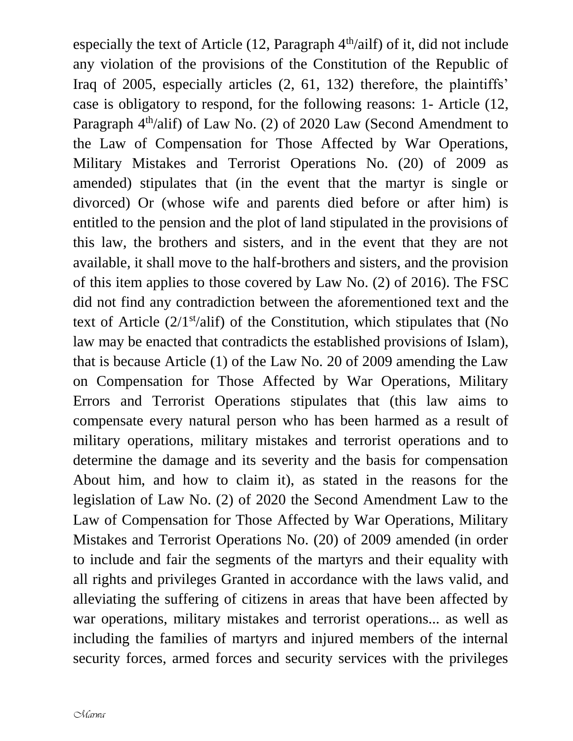especially the text of Article (12, Paragraph 4th/ailf) of it, did not include any violation of the provisions of the Constitution of the Republic of Iraq of 2005, especially articles (2, 61, 132) therefore, the plaintiffs' case is obligatory to respond, for the following reasons: 1- Article (12, Paragraph 4th/alif) of Law No. (2) of 2020 Law (Second Amendment to the Law of Compensation for Those Affected by War Operations, Military Mistakes and Terrorist Operations No. (20) of 2009 as amended) stipulates that (in the event that the martyr is single or divorced) Or (whose wife and parents died before or after him) is entitled to the pension and the plot of land stipulated in the provisions of this law, the brothers and sisters, and in the event that they are not available, it shall move to the half-brothers and sisters, and the provision of this item applies to those covered by Law No. (2) of 2016). The FSC did not find any contradiction between the aforementioned text and the text of Article (2/1st/alif) of the Constitution, which stipulates that (No law may be enacted that contradicts the established provisions of Islam), that is because Article (1) of the Law No. 20 of 2009 amending the Law on Compensation for Those Affected by War Operations, Military Errors and Terrorist Operations stipulates that (this law aims to compensate every natural person who has been harmed as a result of military operations, military mistakes and terrorist operations and to determine the damage and its severity and the basis for compensation About him, and how to claim it), as stated in the reasons for the legislation of Law No. (2) of 2020 the Second Amendment Law to the Law of Compensation for Those Affected by War Operations, Military Mistakes and Terrorist Operations No. (20) of 2009 amended (in order to include and fair the segments of the martyrs and their equality with all rights and privileges Granted in accordance with the laws valid, and alleviating the suffering of citizens in areas that have been affected by war operations, military mistakes and terrorist operations... as well as including the families of martyrs and injured members of the internal security forces, armed forces and security services with the privileges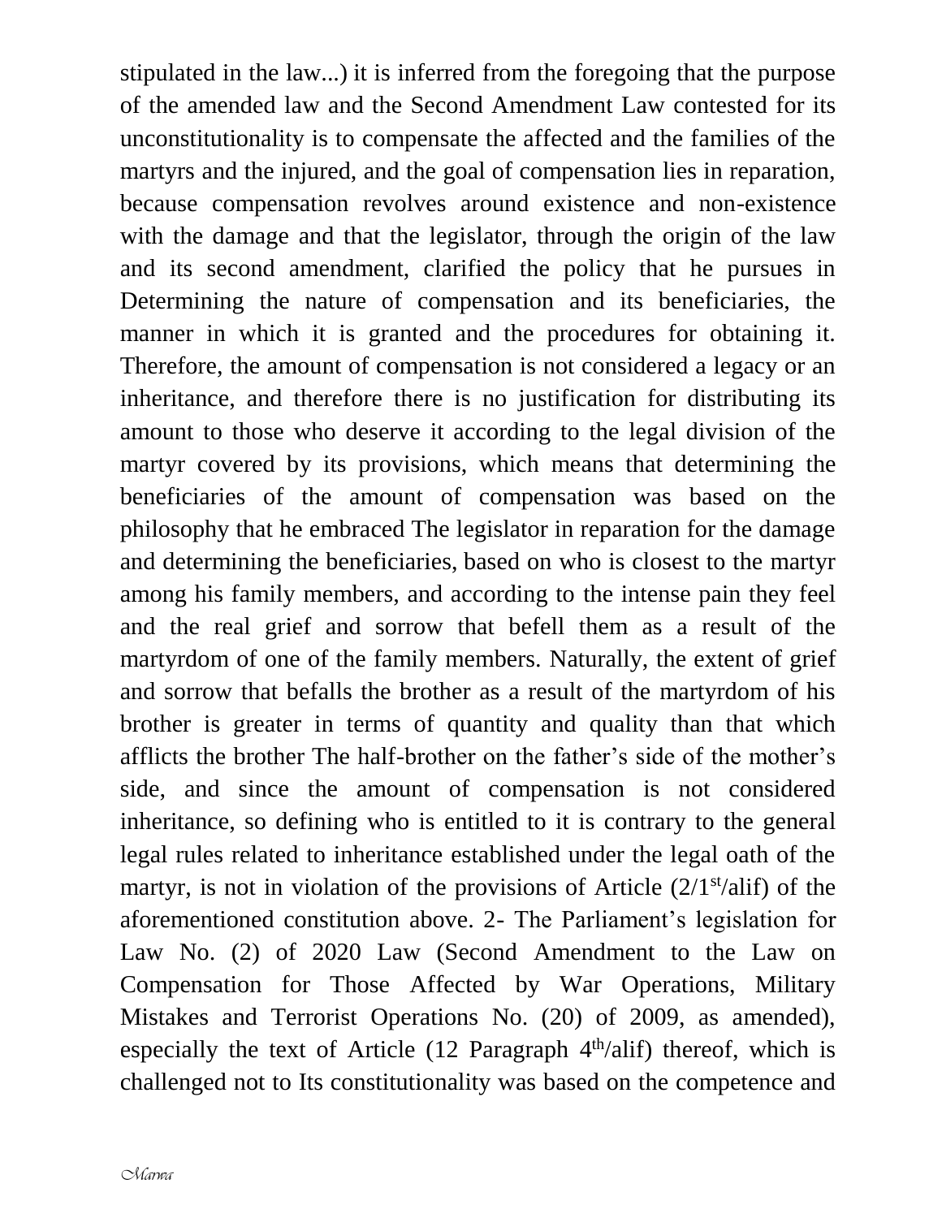stipulated in the law...) it is inferred from the foregoing that the purpose of the amended law and the Second Amendment Law contested for its unconstitutionality is to compensate the affected and the families of the martyrs and the injured, and the goal of compensation lies in reparation, because compensation revolves around existence and non-existence with the damage and that the legislator, through the origin of the law and its second amendment, clarified the policy that he pursues in Determining the nature of compensation and its beneficiaries, the manner in which it is granted and the procedures for obtaining it. Therefore, the amount of compensation is not considered a legacy or an inheritance, and therefore there is no justification for distributing its amount to those who deserve it according to the legal division of the martyr covered by its provisions, which means that determining the beneficiaries of the amount of compensation was based on the philosophy that he embraced The legislator in reparation for the damage and determining the beneficiaries, based on who is closest to the martyr among his family members, and according to the intense pain they feel and the real grief and sorrow that befell them as a result of the martyrdom of one of the family members. Naturally, the extent of grief and sorrow that befalls the brother as a result of the martyrdom of his brother is greater in terms of quantity and quality than that which afflicts the brother The half-brother on the father's side of the mother's side, and since the amount of compensation is not considered inheritance, so defining who is entitled to it is contrary to the general legal rules related to inheritance established under the legal oath of the martyr, is not in violation of the provisions of Article (2/1st/alif) of the aforementioned constitution above. 2- The Parliament's legislation for Law No. (2) of 2020 Law (Second Amendment to the Law on Compensation for Those Affected by War Operations, Military Mistakes and Terrorist Operations No. (20) of 2009, as amended), especially the text of Article (12 Paragraph 4th/alif) thereof, which is challenged not to Its constitutionality was based on the competence and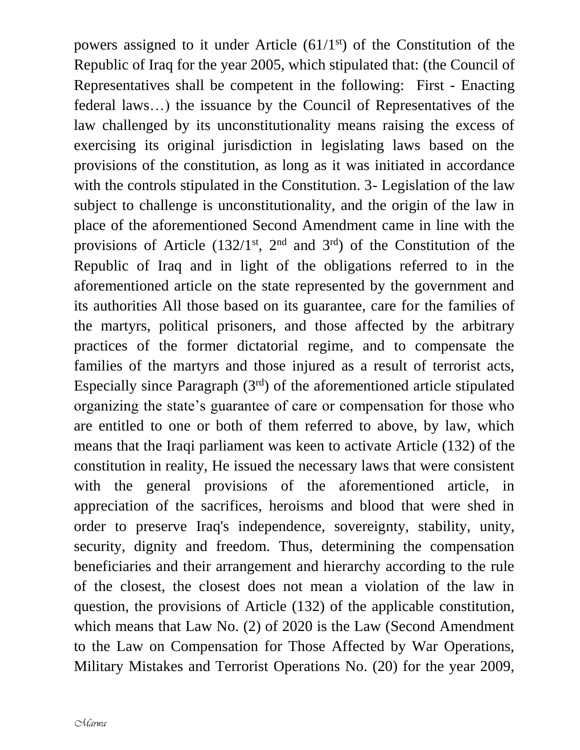powers assigned to it under Article (61/1st) of the Constitution of the Republic of Iraq for the year 2005, which stipulated that: (the Council of Representatives shall be competent in the following: First - Enacting federal laws…) the issuance by the Council of Representatives of the law challenged by its unconstitutionality means raising the excess of exercising its original jurisdiction in legislating laws based on the provisions of the constitution, as long as it was initiated in accordance with the controls stipulated in the Constitution. 3- Legislation of the law subject to challenge is unconstitutionality, and the origin of the law in place of the aforementioned Second Amendment came in line with the provisions of Article (132/1st, 2nd and 3rd) of the Constitution of the Republic of Iraq and in light of the obligations referred to in the aforementioned article on the state represented by the government and its authorities All those based on its guarantee, care for the families of the martyrs, political prisoners, and those affected by the arbitrary practices of the former dictatorial regime, and to compensate the families of the martyrs and those injured as a result of terrorist acts, Especially since Paragraph (3rd) of the aforementioned article stipulated organizing the state's guarantee of care or compensation for those who are entitled to one or both of them referred to above, by law, which means that the Iraqi parliament was keen to activate Article (132) of the constitution in reality, He issued the necessary laws that were consistent with the general provisions of the aforementioned article, in appreciation of the sacrifices, heroisms and blood that were shed in order to preserve Iraq's independence, sovereignty, stability, unity, security, dignity and freedom. Thus, determining the compensation beneficiaries and their arrangement and hierarchy according to the rule of the closest, the closest does not mean a violation of the law in question, the provisions of Article (132) of the applicable constitution, which means that Law No. (2) of 2020 is the Law (Second Amendment to the Law on Compensation for Those Affected by War Operations, Military Mistakes and Terrorist Operations No. (20) for the year 2009,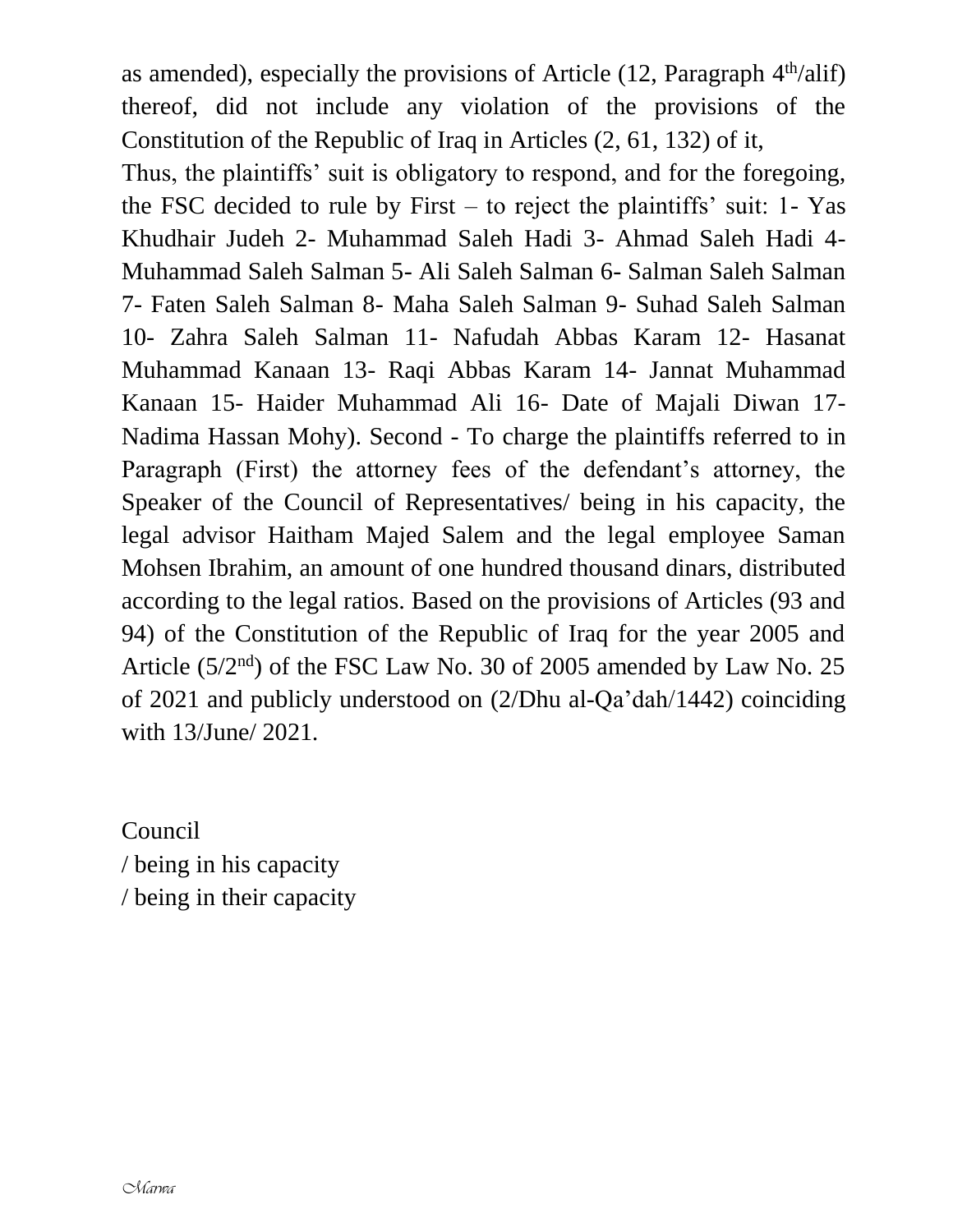as amended), especially the provisions of Article (12, Paragraph 4th/alif) thereof, did not include any violation of the provisions of the Constitution of the Republic of Iraq in Articles (2, 61, 132) of it,

Thus, the plaintiffs' suit is obligatory to respond, and for the foregoing, the FSC decided to rule by First – to reject the plaintiffs' suit: 1- Yas Khudhair Judeh 2- Muhammad Saleh Hadi 3- Ahmad Saleh Hadi 4- Muhammad Saleh Salman 5- Ali Saleh Salman 6- Salman Saleh Salman 7- Faten Saleh Salman 8- Maha Saleh Salman 9- Suhad Saleh Salman 10- Zahra Saleh Salman 11- Nafudah Abbas Karam 12- Hasanat Muhammad Kanaan 13- Raqi Abbas Karam 14- Jannat Muhammad Kanaan 15- Haider Muhammad Ali 16- Date of Majali Diwan 17- Nadima Hassan Mohy). Second - To charge the plaintiffs referred to in Paragraph (First) the attorney fees of the defendant's attorney, the Speaker of the Council of Representatives/ being in his capacity, the legal advisor Haitham Majed Salem and the legal employee Saman Mohsen Ibrahim, an amount of one hundred thousand dinars, distributed according to the legal ratios. Based on the provisions of Articles (93 and 94) of the Constitution of the Republic of Iraq for the year 2005 and Article (5/2nd) of the FSC Law No. 30 of 2005 amended by Law No. 25 of 2021 and publicly understood on (2/Dhu al-Qa'dah/1442) coinciding with 13/June/ 2021.

Council

/ being in his capacity

/ being in their capacity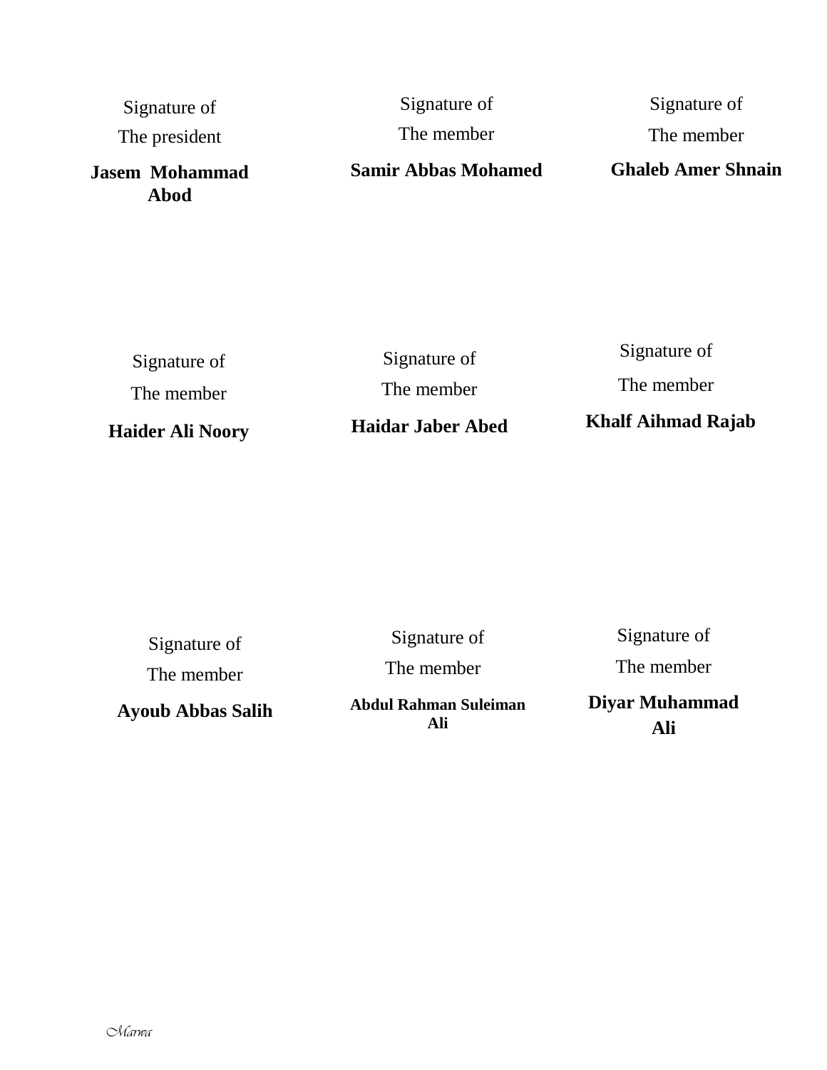Signature of
The president
**Jasem Mohammad Abod**

Signature of
The member
**Samir Abbas Mohamed**

Signature of
The member
**Ghaleb Amer Shnain**

Signature of
The member
**Haider Ali Noory**

Signature of
The member
**Haidar Jaber Abed**

Signature of
The member
**Khalf Aihmad Rajab**

Signature of
The member
**Ayoub Abbas Salih**

Signature of
The member
**Abdul Rahman Suleiman Ali**

Signature of
The member
**Diyar Muhammad Ali**

*Marwa*